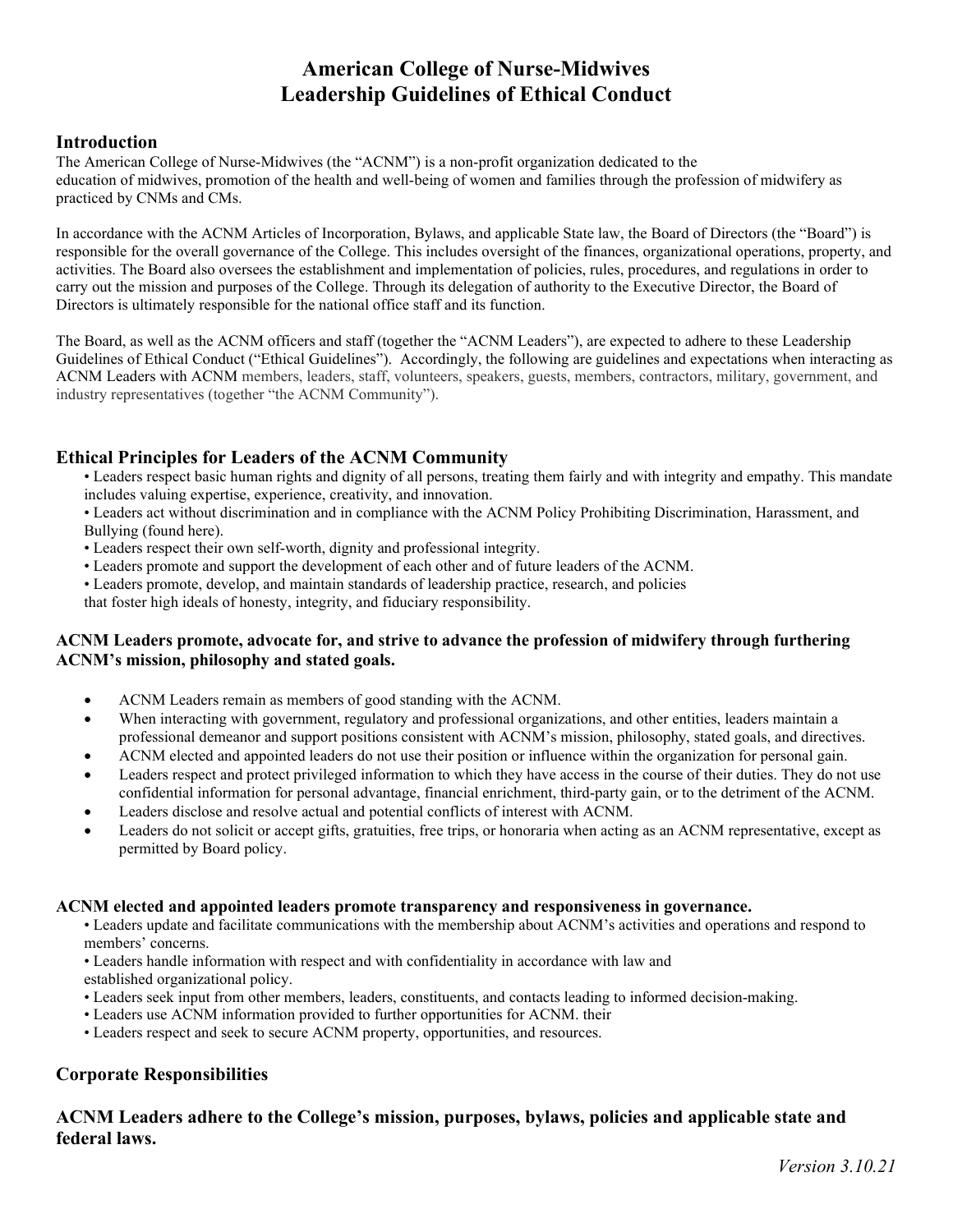# American College of Nurse-Midwives
# Leadership Guidelines of Ethical Conduct

## Introduction

The American College of Nurse-Midwives (the "ACNM") is a non-profit organization dedicated to the education of midwives, promotion of the health and well-being of women and families through the profession of midwifery as practiced by CNMs and CMs.

In accordance with the ACNM Articles of Incorporation, Bylaws, and applicable State law, the Board of Directors (the "Board") is responsible for the overall governance of the College. This includes oversight of the finances, organizational operations, property, and activities. The Board also oversees the establishment and implementation of policies, rules, procedures, and regulations in order to carry out the mission and purposes of the College. Through its delegation of authority to the Executive Director, the Board of Directors is ultimately responsible for the national office staff and its function.

The Board, as well as the ACNM officers and staff (together the "ACNM Leaders"), are expected to adhere to these Leadership Guidelines of Ethical Conduct ("Ethical Guidelines"). Accordingly, the following are guidelines and expectations when interacting as ACNM Leaders with ACNM members, leaders, staff, volunteers, speakers, guests, members, contractors, military, government, and industry representatives (together "the ACNM Community").

## Ethical Principles for Leaders of the ACNM Community

- Leaders respect basic human rights and dignity of all persons, treating them fairly and with integrity and empathy. This mandate includes valuing expertise, experience, creativity, and innovation.
- Leaders act without discrimination and in compliance with the ACNM Policy Prohibiting Discrimination, Harassment, and Bullying (found here).
- Leaders respect their own self-worth, dignity and professional integrity.
- Leaders promote and support the development of each other and of future leaders of the ACNM.
- Leaders promote, develop, and maintain standards of leadership practice, research, and policies that foster high ideals of honesty, integrity, and fiduciary responsibility.

### ACNM Leaders promote, advocate for, and strive to advance the profession of midwifery through furthering ACNM's mission, philosophy and stated goals.

- ACNM Leaders remain as members of good standing with the ACNM.
- When interacting with government, regulatory and professional organizations, and other entities, leaders maintain a professional demeanor and support positions consistent with ACNM's mission, philosophy, stated goals, and directives.
- ACNM elected and appointed leaders do not use their position or influence within the organization for personal gain.
- Leaders respect and protect privileged information to which they have access in the course of their duties. They do not use confidential information for personal advantage, financial enrichment, third-party gain, or to the detriment of the ACNM.
- Leaders disclose and resolve actual and potential conflicts of interest with ACNM.
- Leaders do not solicit or accept gifts, gratuities, free trips, or honoraria when acting as an ACNM representative, except as permitted by Board policy.

### ACNM elected and appointed leaders promote transparency and responsiveness in governance.

- Leaders update and facilitate communications with the membership about ACNM's activities and operations and respond to members' concerns.
- Leaders handle information with respect and with confidentiality in accordance with law and established organizational policy.
- Leaders seek input from other members, leaders, constituents, and contacts leading to informed decision-making.
- Leaders use ACNM information provided to further opportunities for ACNM. their
- Leaders respect and seek to secure ACNM property, opportunities, and resources.

## Corporate Responsibilities

## ACNM Leaders adhere to the College's mission, purposes, bylaws, policies and applicable state and federal laws.

*Version 3.10.21*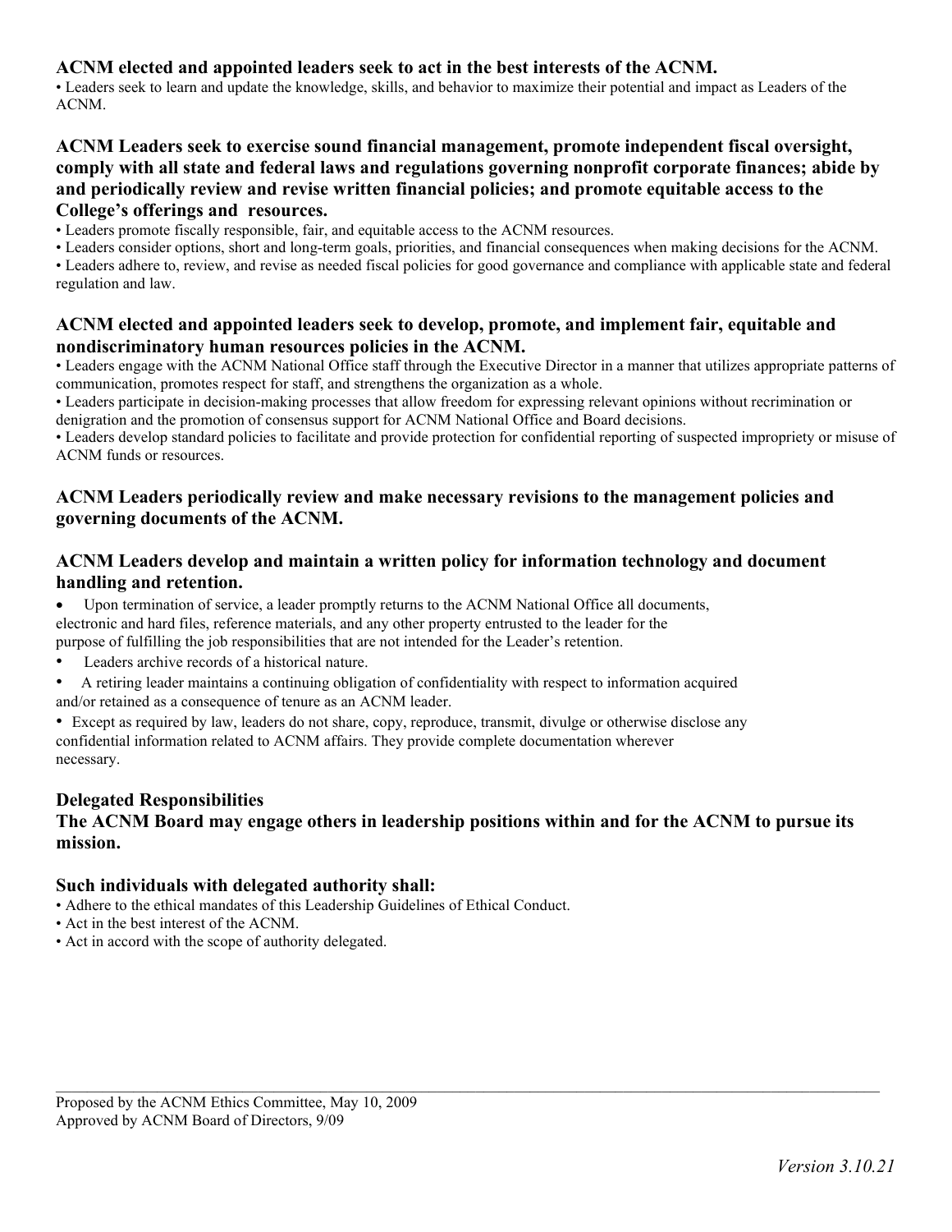**ACNM elected and appointed leaders seek to act in the best interests of the ACNM.**

- Leaders seek to learn and update the knowledge, skills, and behavior to maximize their potential and impact as Leaders of the ACNM.

**ACNM Leaders seek to exercise sound financial management, promote independent fiscal oversight, comply with all state and federal laws and regulations governing nonprofit corporate finances; abide by and periodically review and revise written financial policies; and promote equitable access to the College's offerings and resources.**

- Leaders promote fiscally responsible, fair, and equitable access to the ACNM resources.
- Leaders consider options, short and long-term goals, priorities, and financial consequences when making decisions for the ACNM.
- Leaders adhere to, review, and revise as needed fiscal policies for good governance and compliance with applicable state and federal regulation and law.

**ACNM elected and appointed leaders seek to develop, promote, and implement fair, equitable and nondiscriminatory human resources policies in the ACNM.**

- Leaders engage with the ACNM National Office staff through the Executive Director in a manner that utilizes appropriate patterns of communication, promotes respect for staff, and strengthens the organization as a whole.
- Leaders participate in decision-making processes that allow freedom for expressing relevant opinions without recrimination or denigration and the promotion of consensus support for ACNM National Office and Board decisions.
- Leaders develop standard policies to facilitate and provide protection for confidential reporting of suspected impropriety or misuse of ACNM funds or resources.

**ACNM Leaders periodically review and make necessary revisions to the management policies and governing documents of the ACNM.**

**ACNM Leaders develop and maintain a written policy for information technology and document handling and retention.**

- Upon termination of service, a leader promptly returns to the ACNM National Office all documents, electronic and hard files, reference materials, and any other property entrusted to the leader for the purpose of fulfilling the job responsibilities that are not intended for the Leader's retention.
- Leaders archive records of a historical nature.
- A retiring leader maintains a continuing obligation of confidentiality with respect to information acquired and/or retained as a consequence of tenure as an ACNM leader.
- Except as required by law, leaders do not share, copy, reproduce, transmit, divulge or otherwise disclose any confidential information related to ACNM affairs. They provide complete documentation wherever necessary.

**Delegated Responsibilities**
**The ACNM Board may engage others in leadership positions within and for the ACNM to pursue its mission.**

**Such individuals with delegated authority shall:**

- Adhere to the ethical mandates of this Leadership Guidelines of Ethical Conduct.
- Act in the best interest of the ACNM.
- Act in accord with the scope of authority delegated.

---

Proposed by the ACNM Ethics Committee, May 10, 2009
Approved by ACNM Board of Directors, 9/09

*Version 3.10.21*